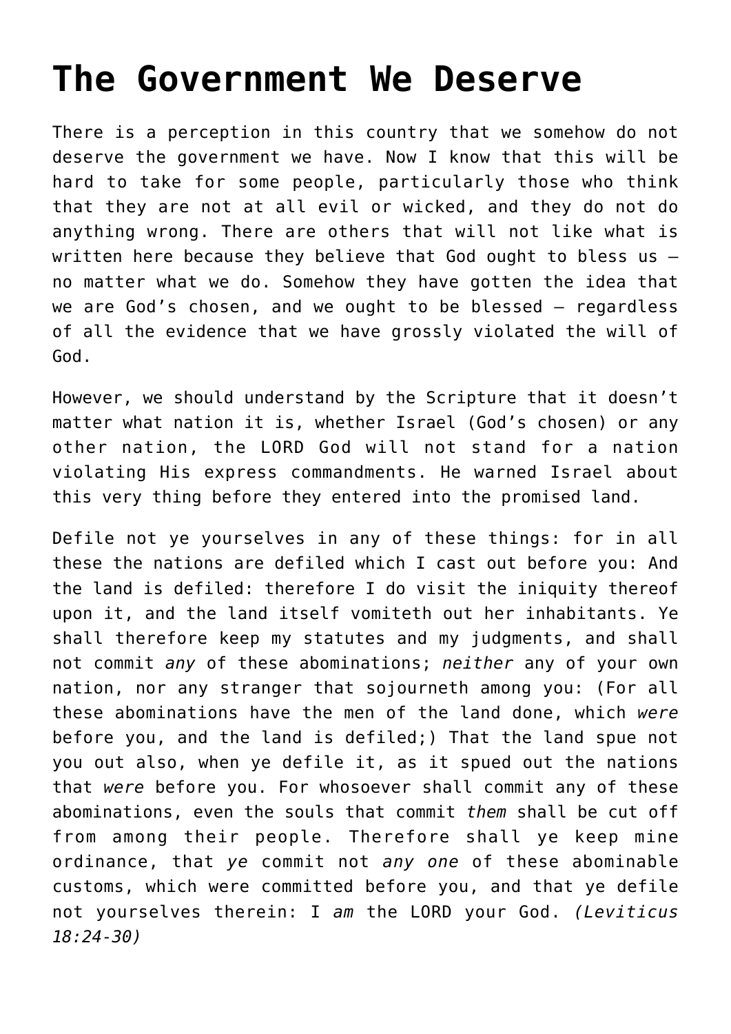# The Government We Deserve

There is a perception in this country that we somehow do not deserve the government we have. Now I know that this will be hard to take for some people, particularly those who think that they are not at all evil or wicked, and they do not do anything wrong. There are others that will not like what is written here because they believe that God ought to bless us – no matter what we do. Somehow they have gotten the idea that we are God's chosen, and we ought to be blessed – regardless of all the evidence that we have grossly violated the will of God.

However, we should understand by the Scripture that it doesn't matter what nation it is, whether Israel (God's chosen) or any other nation, the LORD God will not stand for a nation violating His express commandments. He warned Israel about this very thing before they entered into the promised land.

Defile not ye yourselves in any of these things: for in all these the nations are defiled which I cast out before you: And the land is defiled: therefore I do visit the iniquity thereof upon it, and the land itself vomiteth out her inhabitants. Ye shall therefore keep my statutes and my judgments, and shall not commit *any* of these abominations; *neither* any of your own nation, nor any stranger that sojourneth among you: (For all these abominations have the men of the land done, which *were* before you, and the land is defiled;) That the land spue not you out also, when ye defile it, as it spued out the nations that *were* before you. For whosoever shall commit any of these abominations, even the souls that commit *them* shall be cut off from among their people. Therefore shall ye keep mine ordinance, that *ye* commit not *any one* of these abominable customs, which were committed before you, and that ye defile not yourselves therein: I *am* the LORD your God. *(Leviticus 18:24-30)*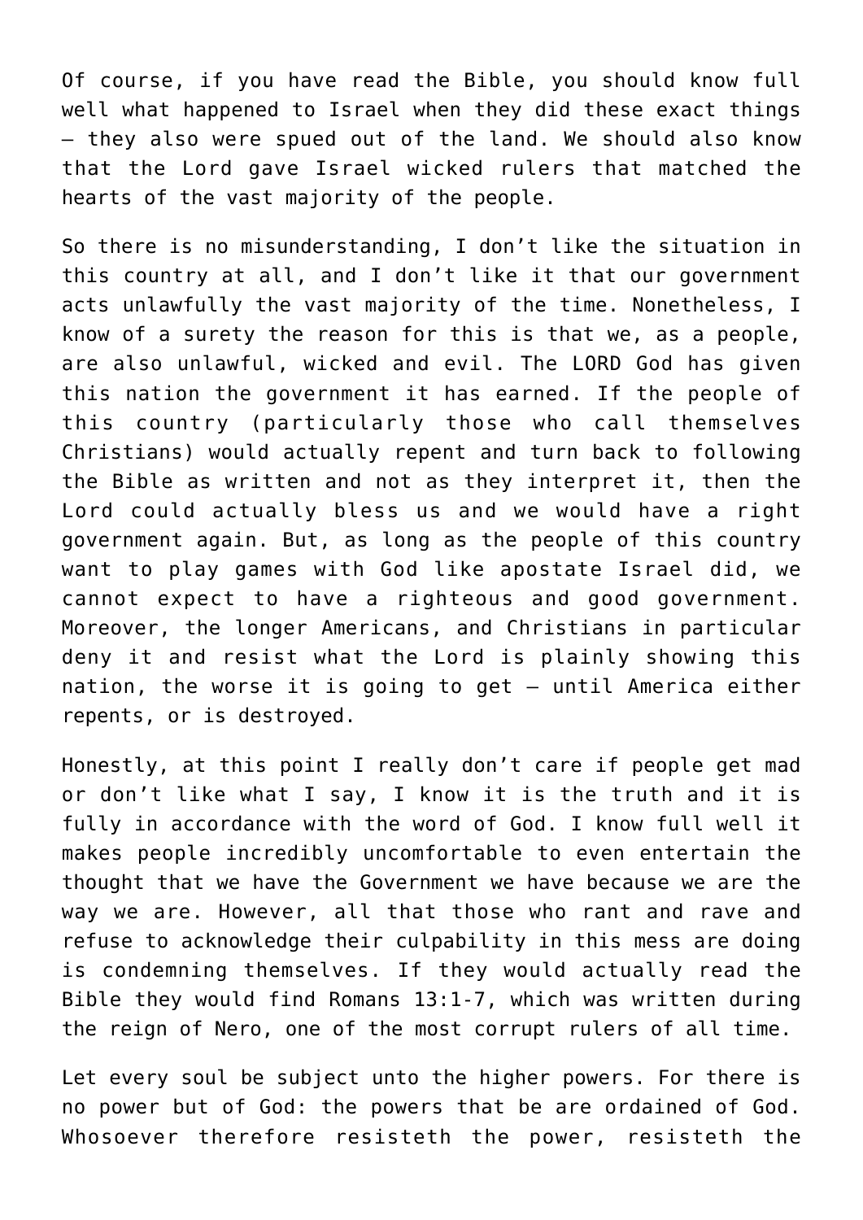Of course, if you have read the Bible, you should know full well what happened to Israel when they did these exact things – they also were spued out of the land. We should also know that the Lord gave Israel wicked rulers that matched the hearts of the vast majority of the people.

So there is no misunderstanding, I don't like the situation in this country at all, and I don't like it that our government acts unlawfully the vast majority of the time. Nonetheless, I know of a surety the reason for this is that we, as a people, are also unlawful, wicked and evil. The LORD God has given this nation the government it has earned. If the people of this country (particularly those who call themselves Christians) would actually repent and turn back to following the Bible as written and not as they interpret it, then the Lord could actually bless us and we would have a right government again. But, as long as the people of this country want to play games with God like apostate Israel did, we cannot expect to have a righteous and good government. Moreover, the longer Americans, and Christians in particular deny it and resist what the Lord is plainly showing this nation, the worse it is going to get – until America either repents, or is destroyed.

Honestly, at this point I really don't care if people get mad or don't like what I say, I know it is the truth and it is fully in accordance with the word of God. I know full well it makes people incredibly uncomfortable to even entertain the thought that we have the Government we have because we are the way we are. However, all that those who rant and rave and refuse to acknowledge their culpability in this mess are doing is condemning themselves. If they would actually read the Bible they would find Romans 13:1-7, which was written during the reign of Nero, one of the most corrupt rulers of all time.

Let every soul be subject unto the higher powers. For there is no power but of God: the powers that be are ordained of God. Whosoever therefore resisteth the power, resisteth the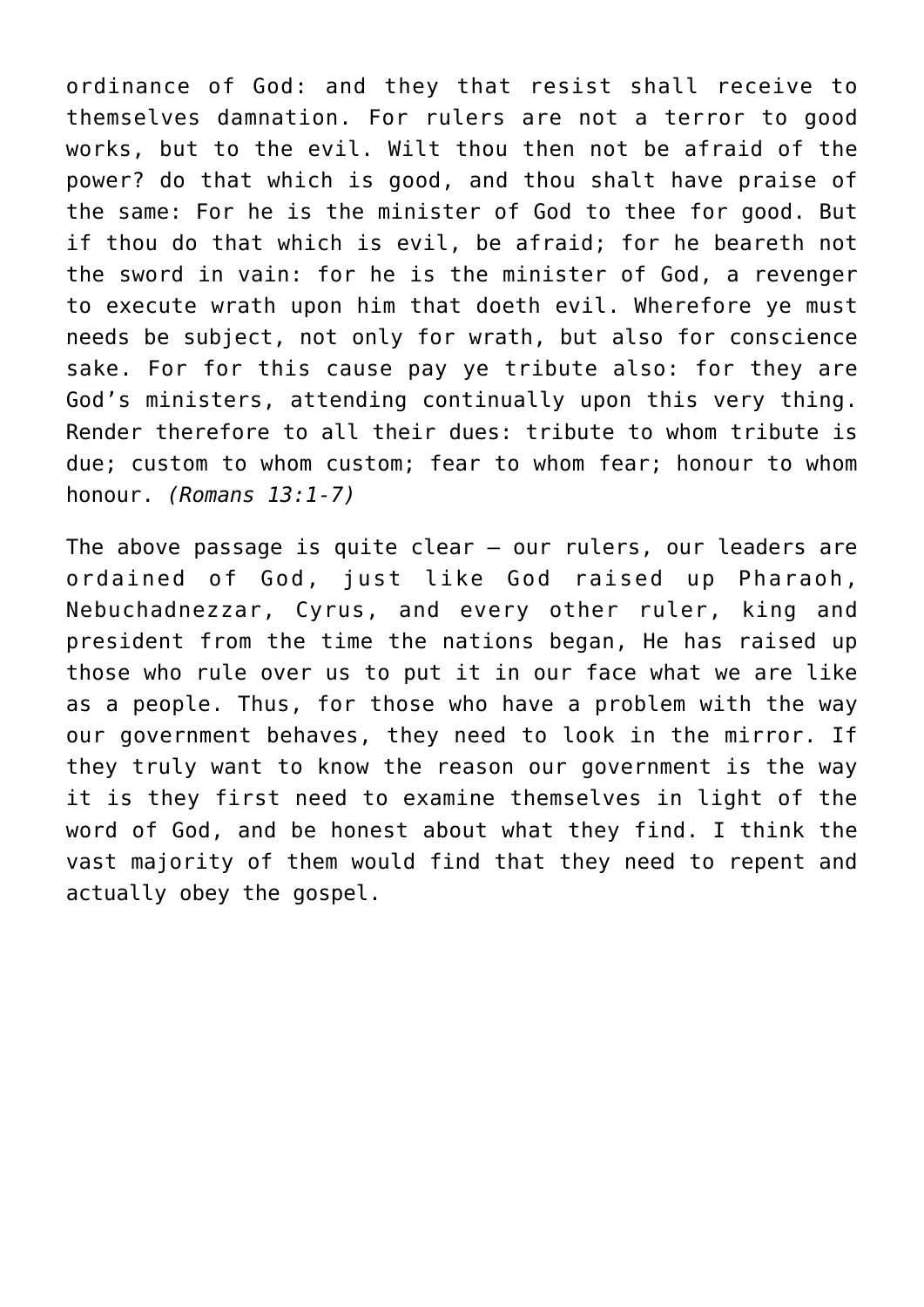ordinance of God: and they that resist shall receive to themselves damnation. For rulers are not a terror to good works, but to the evil. Wilt thou then not be afraid of the power? do that which is good, and thou shalt have praise of the same: For he is the minister of God to thee for good. But if thou do that which is evil, be afraid; for he beareth not the sword in vain: for he is the minister of God, a revenger to execute wrath upon him that doeth evil. Wherefore ye must needs be subject, not only for wrath, but also for conscience sake. For for this cause pay ye tribute also: for they are God's ministers, attending continually upon this very thing. Render therefore to all their dues: tribute to whom tribute is due; custom to whom custom; fear to whom fear; honour to whom honour. *(Romans 13:1-7)*

The above passage is quite clear – our rulers, our leaders are ordained of God, just like God raised up Pharaoh, Nebuchadnezzar, Cyrus, and every other ruler, king and president from the time the nations began, He has raised up those who rule over us to put it in our face what we are like as a people. Thus, for those who have a problem with the way our government behaves, they need to look in the mirror. If they truly want to know the reason our government is the way it is they first need to examine themselves in light of the word of God, and be honest about what they find. I think the vast majority of them would find that they need to repent and actually obey the gospel.